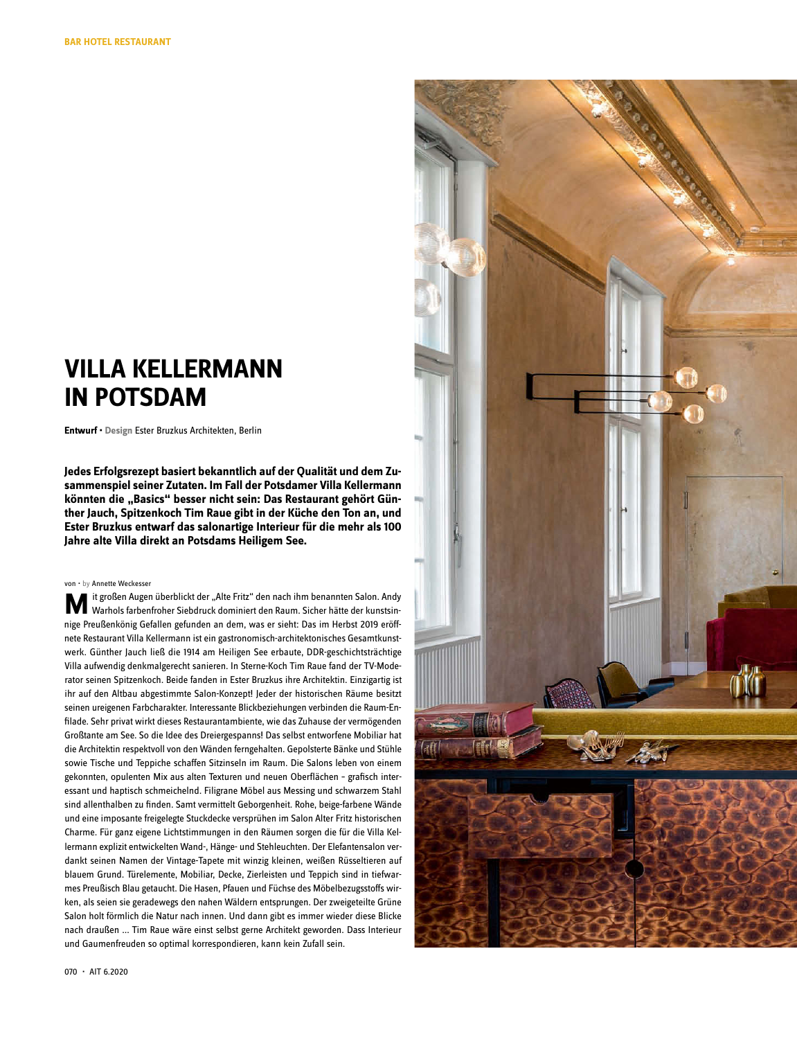BAR HOTEL RESTAURANT

# VILLA KELLERMANN IN POTSDAM

**Entwurf** · **Design** Ester Bruzkus Architekten, Berlin

**Jedes Erfolgsrezept basiert bekanntlich auf der Qualität und dem Zusammenspiel seiner Zutaten. Im Fall der Potsdamer Villa Kellermann könnten die „Basics" besser nicht sein: Das Restaurant gehört Günther Jauch, Spitzenkoch Tim Raue gibt in der Küche den Ton an, und Ester Bruzkus entwarf das salonartige Interieur für die mehr als 100 Jahre alte Villa direkt an Potsdams Heiligem See.**

von · by Annette Weckesser

Mit großen Augen überblickt der „Alte Fritz" den nach ihm benannten Salon. Andy Warhols farbenfroher Siebdruck dominiert den Raum. Sicher hätte der kunstsinnige Preußenkönig Gefallen gefunden an dem, was er sieht: Das im Herbst 2019 eröffnete Restaurant Villa Kellermann ist ein gastronomisch-architektonisches Gesamtkunstwerk. Günther Jauch ließ die 1914 am Heiligen See erbaute, DDR-geschichtsträchtige Villa aufwendig denkmalgerecht sanieren. In Sterne-Koch Tim Raue fand der TV-Moderator seinen Spitzenkoch. Beide fanden in Ester Bruzkus ihre Architektin. Einzigartig ist ihr auf den Altbau abgestimmte Salon-Konzept! Jeder der historischen Räume besitzt seinen ureigenen Farbcharakter. Interessante Blickbeziehungen verbinden die Raum-Enfilade. Sehr privat wirkt dieses Restaurantambiente, wie das Zuhause der vermögenden Großtante am See. So die Idee des Dreiergespanns! Das selbst entworfene Mobiliar hat die Architektin respektvoll von den Wänden ferngehalten. Gepolsterte Bänke und Stühle sowie Tische und Teppiche schaffen Sitzinseln im Raum. Die Salons leben von einem gekonnten, opulenten Mix aus alten Texturen und neuen Oberflächen – grafisch interessant und haptisch schmeichelnd. Filigrane Möbel aus Messing und schwarzem Stahl sind allenthalben zu finden. Samt vermittelt Geborgenheit. Rohe, beige-farbene Wände und eine imposante freigelegte Stuckdecke versprühen im Salon Alter Fritz historischen Charme. Für ganz eigene Lichtstimmungen in den Räumen sorgen die für die Villa Kellermann explizit entwickelten Wand-, Hänge- und Stehleuchten. Der Elefantensalon verdankt seinen Namen der Vintage-Tapete mit winzig kleinen, weißen Rüsseltieren auf blauem Grund. Türelemente, Mobiliar, Decke, Zierleisten und Teppich sind in tiefwarmes Preußisch Blau getaucht. Die Hasen, Pfauen und Füchse des Möbelbezugsstoffs wirken, als seien sie geradewegs den nahen Wäldern entsprungen. Der zweigeteilte Grüne Salon holt förmlich die Natur nach innen. Und dann gibt es immer wieder diese Blicke nach draußen ... Tim Raue wäre einst selbst gerne Architekt geworden. Dass Interieur und Gaumenfreuden so optimal korrespondieren, kann kein Zufall sein.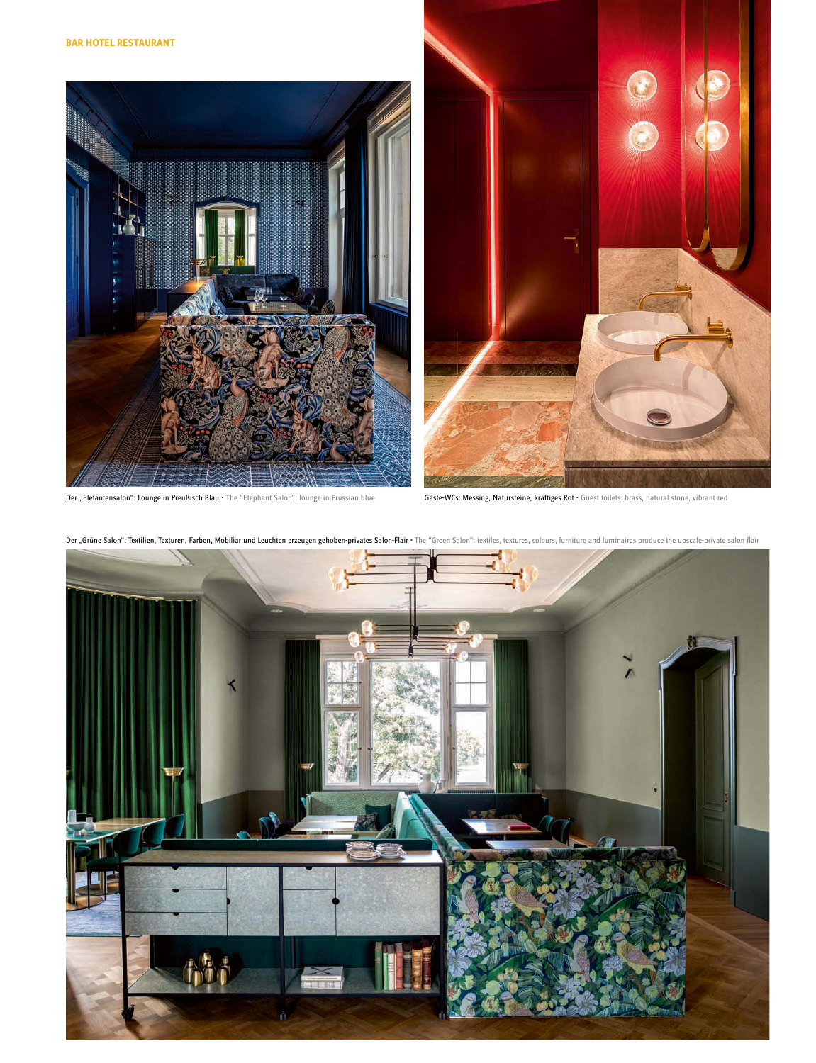Der „Elefantensalon": Lounge in Preußisch Blau · The "Elephant Salon": lounge in Prussian blue

Gäste-WCs: Messing, Natursteine, kräftiges Rot · Guest toilets: brass, natural stone, vibrant red

Der „Grüne Salon": Textilien, Texturen, Farben, Mobiliar und Leuchten erzeugen gehoben-privates Salon-Flair · The "Green Salon": textiles, textures, colours, furniture and luminaires produce the upscale-private salon flair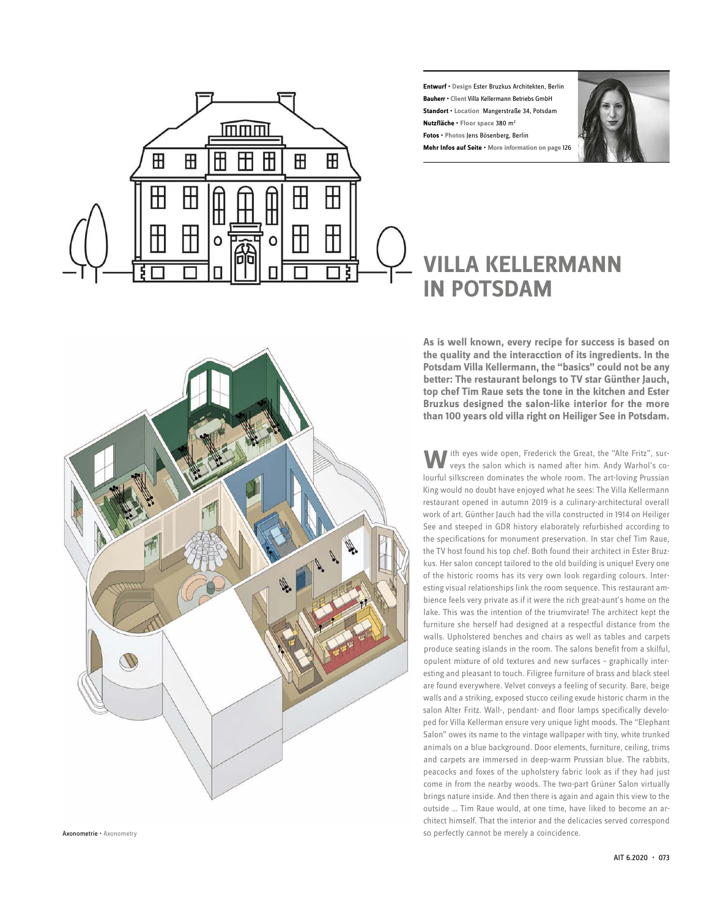**Entwurf** • **Design** Ester Bruzkus Architekten, Berlin
**Bauherr** • **Client** Villa Kellermann Betriebs GmbH
**Standort** • **Location** Mangerstraße 34, Potsdam
**Nutzfläche** • **Floor space** 380 m²
**Fotos** • **Photos** Jens Bösenberg, Berlin
**Mehr Infos auf Seite** • **More information on page** 126

# VILLA KELLERMANN IN POTSDAM

**As is well known, every recipe for success is based on the quality and the interacction of its ingredients. In the Potsdam Villa Kellermann, the "basics" could not be any better: The restaurant belongs to TV star Günther Jauch, top chef Tim Raue sets the tone in the kitchen and Ester Bruzkus designed the salon-like interior for the more than 100 years old villa right on Heiliger See in Potsdam.**

With eyes wide open, Frederick the Great, the "Alte Fritz", surveys the salon which is named after him. Andy Warhol's colourful silkscreen dominates the whole room. The art-loving Prussian King would no doubt have enjoyed what he sees: The Villa Kellermann restaurant opened in autumn 2019 is a culinary-architectural overall work of art. Günther Jauch had the villa constructed in 1914 on Heiliger See and steeped in GDR history elaborately refurbished according to the specifications for monument preservation. In star chef Tim Raue, the TV host found his top chef. Both found their architect in Ester Bruzkus. Her salon concept tailored to the old building is unique! Every one of the historic rooms has its very own look regarding colours. Interesting visual relationships link the room sequence. This restaurant ambience feels very private as if it were the rich great-aunt's home on the lake. This was the intention of the triumvirate! The architect kept the furniture she herself had designed at a respectful distance from the walls. Upholstered benches and chairs as well as tables and carpets produce seating islands in the room. The salons benefit from a skilful, opulent mixture of old textures and new surfaces – graphically interesting and pleasant to touch. Filigree furniture of brass and black steel are found everywhere. Velvet conveys a feeling of security. Bare, beige walls and a striking, exposed stucco ceiling exude historic charm in the salon Alter Fritz. Wall-, pendant- and floor lamps specifically developed for Villa Kellerman ensure very unique light moods. The "Elephant Salon" owes its name to the vintage wallpaper with tiny, white trunked animals on a blue background. Door elements, furniture, ceiling, trims and carpets are immersed in deep-warm Prussian blue. The rabbits, peacocks and foxes of the upholstery fabric look as if they had just come in from the nearby woods. The two-part Grüner Salon virtually brings nature inside. And then there is again and again this view to the outside ... Tim Raue would, at one time, have liked to become an architect himself. That the interior and the delicacies served correspond so perfectly cannot be merely a coincidence.

Axonometrie • Axonometry